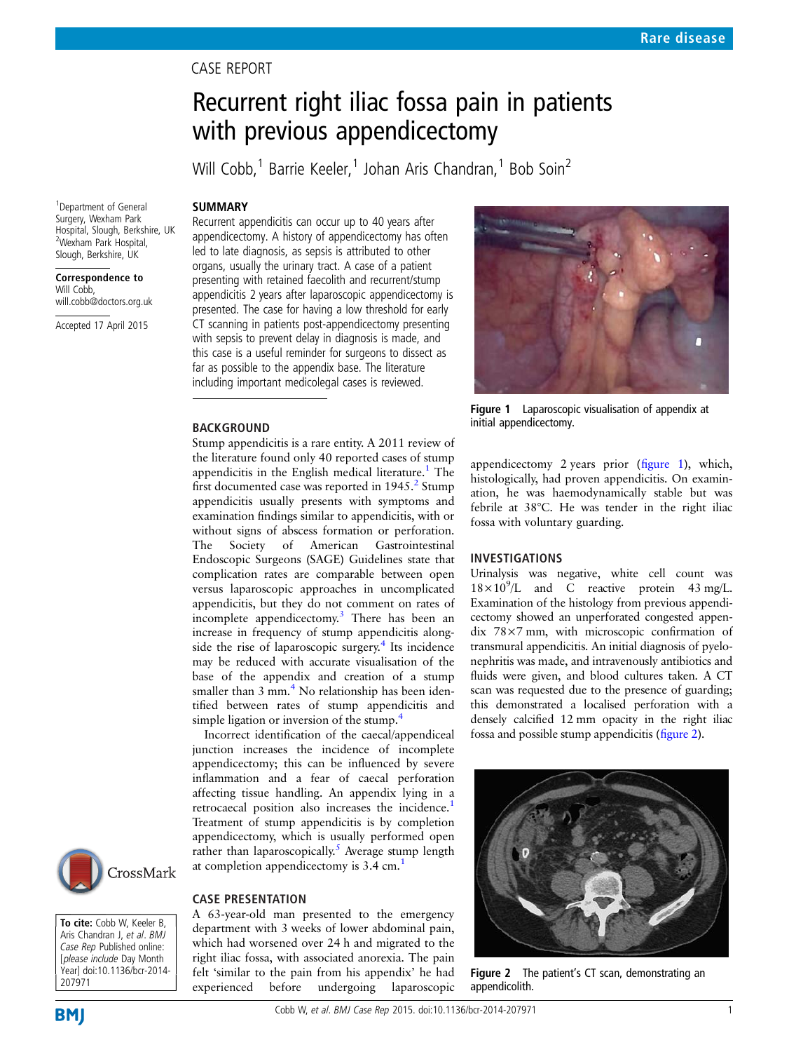CASE REPORT

# Recurrent right iliac fossa pain in patients with previous appendicectomy

Will Cobb,[1] Barrie Keeler,[1] Johan Aris Chandran,[1] Bob Soin[2]

[1]Department of General Surgery, Wexham Park Hospital, Slough, Berkshire, UK
[2]Wexham Park Hospital, Slough, Berkshire, UK

**Correspondence to** Will Cobb, will.cobb@doctors.org.uk

Accepted 17 April 2015

## SUMMARY

Recurrent appendicitis can occur up to 40 years after appendicectomy. A history of appendicectomy has often led to late diagnosis, as sepsis is attributed to other organs, usually the urinary tract. A case of a patient presenting with retained faecolith and recurrent/stump appendicitis 2 years after laparoscopic appendicectomy is presented. The case for having a low threshold for early CT scanning in patients post-appendicectomy presenting with sepsis to prevent delay in diagnosis is made, and this case is a useful reminder for surgeons to dissect as far as possible to the appendix base. The literature including important medicolegal cases is reviewed.

## BACKGROUND

Stump appendicitis is a rare entity. A 2011 review of the literature found only 40 reported cases of stump appendicitis in the English medical literature.[1] The first documented case was reported in 1945.[2] Stump appendicitis usually presents with symptoms and examination findings similar to appendicitis, with or without signs of abscess formation or perforation. The Society of American Gastrointestinal Endoscopic Surgeons (SAGE) Guidelines state that complication rates are comparable between open versus laparoscopic approaches in uncomplicated appendicitis, but they do not comment on rates of incomplete appendicectomy.[3] There has been an increase in frequency of stump appendicitis alongside the rise of laparoscopic surgery.[4] Its incidence may be reduced with accurate visualisation of the base of the appendix and creation of a stump smaller than 3 mm.[4] No relationship has been identified between rates of stump appendicitis and simple ligation or inversion of the stump.[4]

Incorrect identification of the caecal/appendiceal junction increases the incidence of incomplete appendicectomy; this can be influenced by severe inflammation and a fear of caecal perforation affecting tissue handling. An appendix lying in a retrocaecal position also increases the incidence.[1] Treatment of stump appendicitis is by completion appendicectomy, which is usually performed open rather than laparoscopically.[5] Average stump length at completion appendicectomy is 3.4 cm.[1]

## CASE PRESENTATION

A 63-year-old man presented to the emergency department with 3 weeks of lower abdominal pain, which had worsened over 24 h and migrated to the right iliac fossa, with associated anorexia. The pain felt 'similar to the pain from his appendix' he had experienced before undergoing laparoscopic appendicectomy 2 years prior (figure 1), which, histologically, had proven appendicitis. On examination, he was haemodynamically stable but was febrile at 38°C. He was tender in the right iliac fossa with voluntary guarding.

Figure 1 Laparoscopic visualisation of appendix at initial appendicectomy.

## INVESTIGATIONS

Urinalysis was negative, white cell count was $18\times10^9$/L and C reactive protein 43 mg/L. Examination of the histology from previous appendicectomy showed an unperforated congested appendix 78×7 mm, with microscopic confirmation of transmural appendicitis. An initial diagnosis of pyelonephritis was made, and intravenously antibiotics and fluids were given, and blood cultures taken. A CT scan was requested due to the presence of guarding; this demonstrated a localised perforation with a densely calcified 12 mm opacity in the right iliac fossa and possible stump appendicitis (figure 2).

Figure 2 The patient's CT scan, demonstrating an appendicolith.

**To cite:** Cobb W, Keeler B, Aris Chandran J, *et al*. *BMJ Case Rep* Published online: [*please include* Day Month Year] doi:10.1136/bcr-2014-207971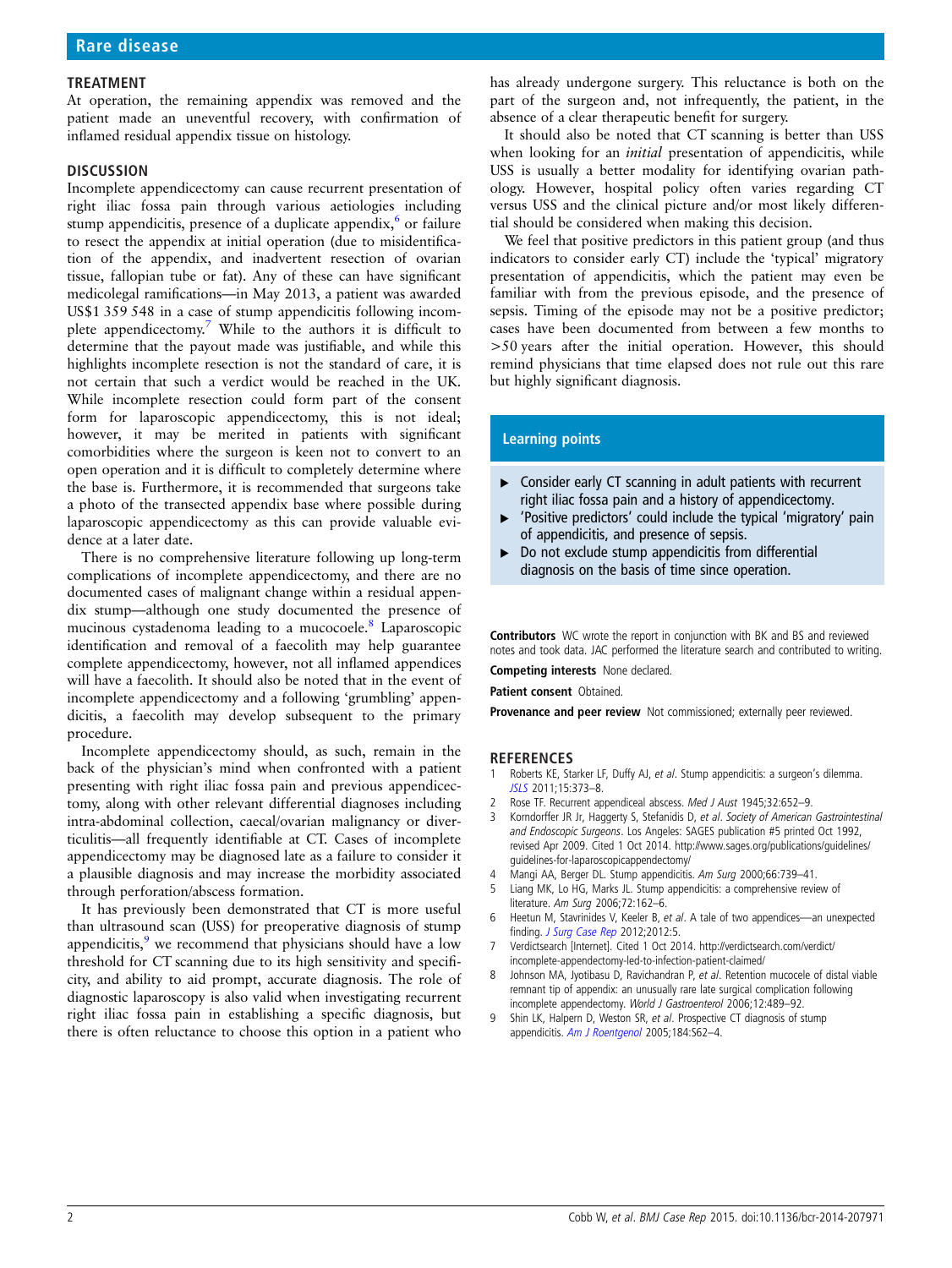## TREATMENT

At operation, the remaining appendix was removed and the patient made an uneventful recovery, with confirmation of inflamed residual appendix tissue on histology.

## DISCUSSION

Incomplete appendicectomy can cause recurrent presentation of right iliac fossa pain through various aetiologies including stump appendicitis, presence of a duplicate appendix,[6] or failure to resect the appendix at initial operation (due to misidentification of the appendix, and inadvertent resection of ovarian tissue, fallopian tube or fat). Any of these can have significant medicolegal ramifications—in May 2013, a patient was awarded US$1 359 548 in a case of stump appendicitis following incomplete appendicectomy.[7] While to the authors it is difficult to determine that the payout made was justifiable, and while this highlights incomplete resection is not the standard of care, it is not certain that such a verdict would be reached in the UK. While incomplete resection could form part of the consent form for laparoscopic appendicectomy, this is not ideal; however, it may be merited in patients with significant comorbidities where the surgeon is keen not to convert to an open operation and it is difficult to completely determine where the base is. Furthermore, it is recommended that surgeons take a photo of the transected appendix base where possible during laparoscopic appendicectomy as this can provide valuable evidence at a later date.

There is no comprehensive literature following up long-term complications of incomplete appendicectomy, and there are no documented cases of malignant change within a residual appendix stump—although one study documented the presence of mucinous cystadenoma leading to a mucocoele.[8] Laparoscopic identification and removal of a faecolith may help guarantee complete appendicectomy, however, not all inflamed appendices will have a faecolith. It should also be noted that in the event of incomplete appendicectomy and a following 'grumbling' appendicitis, a faecolith may develop subsequent to the primary procedure.

Incomplete appendicectomy should, as such, remain in the back of the physician's mind when confronted with a patient presenting with right iliac fossa pain and previous appendicectomy, along with other relevant differential diagnoses including intra-abdominal collection, caecal/ovarian malignancy or diverticulitis—all frequently identifiable at CT. Cases of incomplete appendicectomy may be diagnosed late as a failure to consider it a plausible diagnosis and may increase the morbidity associated through perforation/abscess formation.

It has previously been demonstrated that CT is more useful than ultrasound scan (USS) for preoperative diagnosis of stump appendicitis,[9] we recommend that physicians should have a low threshold for CT scanning due to its high sensitivity and specificity, and ability to aid prompt, accurate diagnosis. The role of diagnostic laparoscopy is also valid when investigating recurrent right iliac fossa pain in establishing a specific diagnosis, but there is often reluctance to choose this option in a patient who has already undergone surgery. This reluctance is both on the part of the surgeon and, not infrequently, the patient, in the absence of a clear therapeutic benefit for surgery.

It should also be noted that CT scanning is better than USS when looking for an *initial* presentation of appendicitis, while USS is usually a better modality for identifying ovarian pathology. However, hospital policy often varies regarding CT versus USS and the clinical picture and/or most likely differential should be considered when making this decision.

We feel that positive predictors in this patient group (and thus indicators to consider early CT) include the 'typical' migratory presentation of appendicitis, which the patient may even be familiar with from the previous episode, and the presence of sepsis. Timing of the episode may not be a positive predictor; cases have been documented from between a few months to >50 years after the initial operation. However, this should remind physicians that time elapsed does not rule out this rare but highly significant diagnosis.

### Learning points

- Consider early CT scanning in adult patients with recurrent right iliac fossa pain and a history of appendicectomy.
- 'Positive predictors' could include the typical 'migratory' pain of appendicitis, and presence of sepsis.
- Do not exclude stump appendicitis from differential diagnosis on the basis of time since operation.

**Contributors** WC wrote the report in conjunction with BK and BS and reviewed notes and took data. JAC performed the literature search and contributed to writing.

**Competing interests** None declared.

**Patient consent** Obtained.

**Provenance and peer review** Not commissioned; externally peer reviewed.

## REFERENCES

1. Roberts KE, Starker LF, Duffy AJ, *et al*. Stump appendicitis: a surgeon's dilemma. *JSLS* 2011;15:373–8.
2. Rose TF. Recurrent appendiceal abscess. *Med J Aust* 1945;32:652–9.
3. Korndorffer JR Jr, Haggerty S, Stefanidis D, *et al*. *Society of American Gastrointestinal and Endoscopic Surgeons*. Los Angeles: SAGES publication #5 printed Oct 1992, revised Apr 2009. Cited 1 Oct 2014. http://www.sages.org/publications/guidelines/guidelines-for-laparoscopicappendectomy/
4. Mangi AA, Berger DL. Stump appendicitis. *Am Surg* 2000;66:739–41.
5. Liang MK, Lo HG, Marks JL. Stump appendicitis: a comprehensive review of literature. *Am Surg* 2006;72:162–6.
6. Heetun M, Stavrinides V, Keeler B, *et al*. A tale of two appendices—an unexpected finding. *J Surg Case Rep* 2012;2012:5.
7. Verdictsearch [Internet]. Cited 1 Oct 2014. http://verdictsearch.com/verdict/incomplete-appendectomy-led-to-infection-patient-claimed/
8. Johnson MA, Jyotibasu D, Ravichandran P, *et al*. Retention mucocele of distal viable remnant tip of appendix: an unusually rare late surgical complication following incomplete appendectomy. *World J Gastroenterol* 2006;12:489–92.
9. Shin LK, Halpern D, Weston SR, *et al*. Prospective CT diagnosis of stump appendicitis. *Am J Roentgenol* 2005;184:S62–4.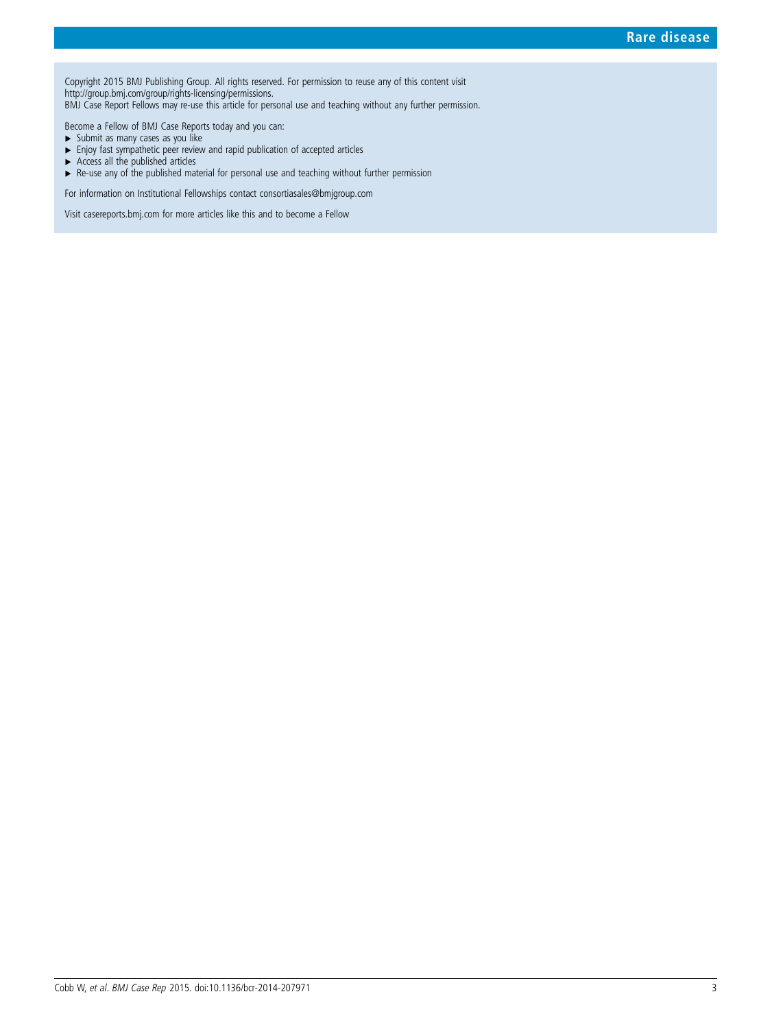Copyright 2015 BMJ Publishing Group. All rights reserved. For permission to reuse any of this content visit
http://group.bmj.com/group/rights-licensing/permissions.
BMJ Case Report Fellows may re-use this article for personal use and teaching without any further permission.

Become a Fellow of BMJ Case Reports today and you can:

- Submit as many cases as you like
- Enjoy fast sympathetic peer review and rapid publication of accepted articles
- Access all the published articles
- Re-use any of the published material for personal use and teaching without further permission

For information on Institutional Fellowships contact consortiasales@bmjgroup.com

Visit casereports.bmj.com for more articles like this and to become a Fellow